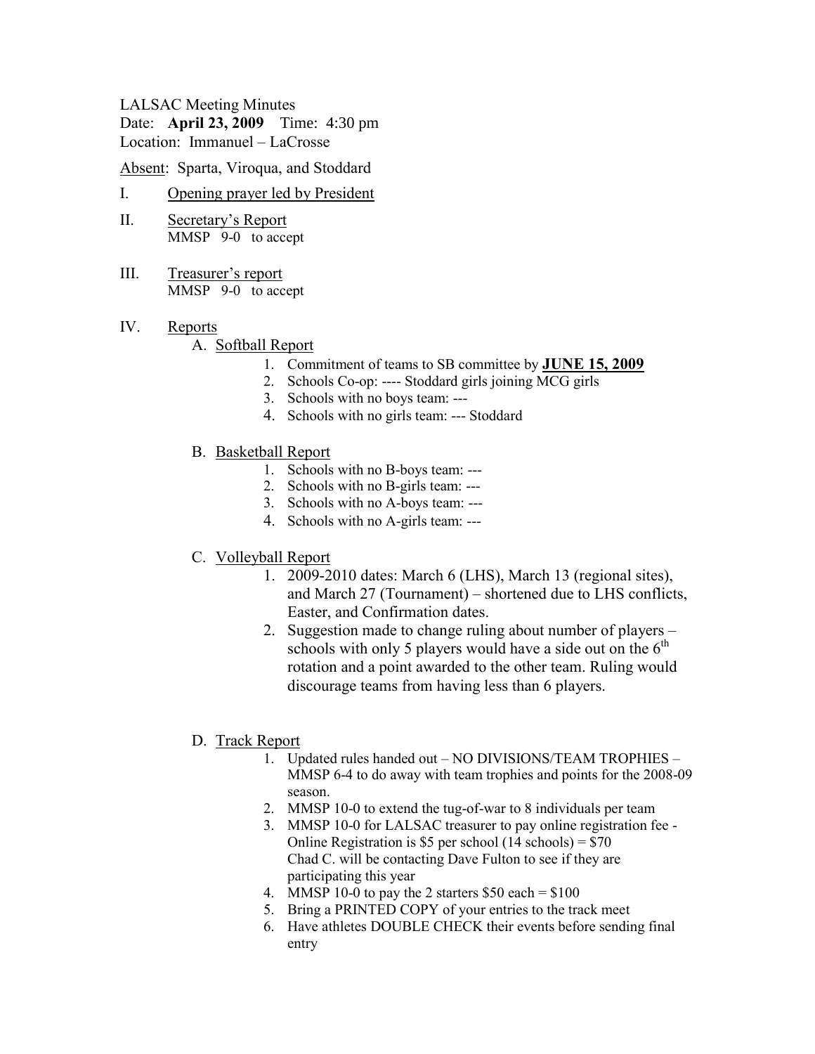LALSAC Meeting Minutes
Date: **April 23, 2009** Time: 4:30 pm
Location: Immanuel – LaCrosse

Absent: Sparta, Viroqua, and Stoddard

I. Opening prayer led by President

II. Secretary's Report
MMSP 9-0 to accept

III. Treasurer's report
MMSP 9-0 to accept

IV. Reports

A. Softball Report
1. Commitment of teams to SB committee by **JUNE 15, 2009**
2. Schools Co-op: ---- Stoddard girls joining MCG girls
3. Schools with no boys team: ---
4. Schools with no girls team: --- Stoddard

B. Basketball Report
1. Schools with no B-boys team: ---
2. Schools with no B-girls team: ---
3. Schools with no A-boys team: ---
4. Schools with no A-girls team: ---

C. Volleyball Report
1. 2009-2010 dates: March 6 (LHS), March 13 (regional sites), and March 27 (Tournament) – shortened due to LHS conflicts, Easter, and Confirmation dates.
2. Suggestion made to change ruling about number of players – schools with only 5 players would have a side out on the 6th rotation and a point awarded to the other team. Ruling would discourage teams from having less than 6 players.

D. Track Report
1. Updated rules handed out – NO DIVISIONS/TEAM TROPHIES – MMSP 6-4 to do away with team trophies and points for the 2008-09 season.
2. MMSP 10-0 to extend the tug-of-war to 8 individuals per team
3. MMSP 10-0 for LALSAC treasurer to pay online registration fee - Online Registration is $5 per school (14 schools) = $70
Chad C. will be contacting Dave Fulton to see if they are participating this year
4. MMSP 10-0 to pay the 2 starters $50 each = $100
5. Bring a PRINTED COPY of your entries to the track meet
6. Have athletes DOUBLE CHECK their events before sending final entry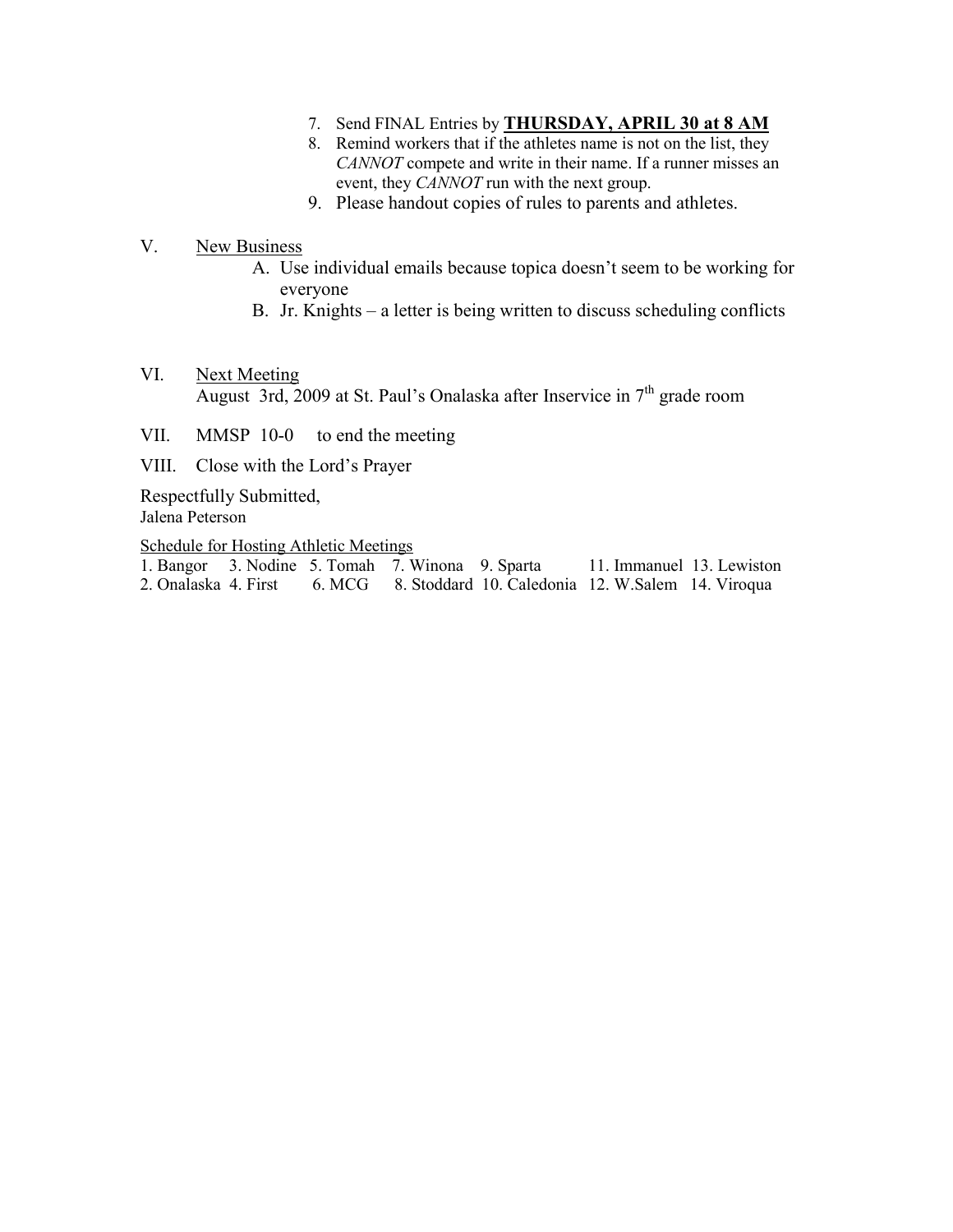7. Send FINAL Entries by **THURSDAY, APRIL 30 at 8 AM**
8. Remind workers that if the athletes name is not on the list, they *CANNOT* compete and write in their name. If a runner misses an event, they *CANNOT* run with the next group.
9. Please handout copies of rules to parents and athletes.

V. New Business

A. Use individual emails because topica doesn't seem to be working for everyone

B. Jr. Knights – a letter is being written to discuss scheduling conflicts

VI. Next Meeting

August 3rd, 2009 at St. Paul's Onalaska after Inservice in 7th grade room

VII. MMSP 10-0 to end the meeting

VIII. Close with the Lord's Prayer

Respectfully Submitted,
Jalena Peterson

Schedule for Hosting Athletic Meetings

| | | | | | | |
|---|---|---|---|---|---|---|
| 1. Bangor | 3. Nodine | 5. Tomah | 7. Winona | 9. Sparta | 11. Immanuel | 13. Lewiston |
| 2. Onalaska | 4. First | 6. MCG | 8. Stoddard | 10. Caledonia | 12. W.Salem | 14. Viroqua |